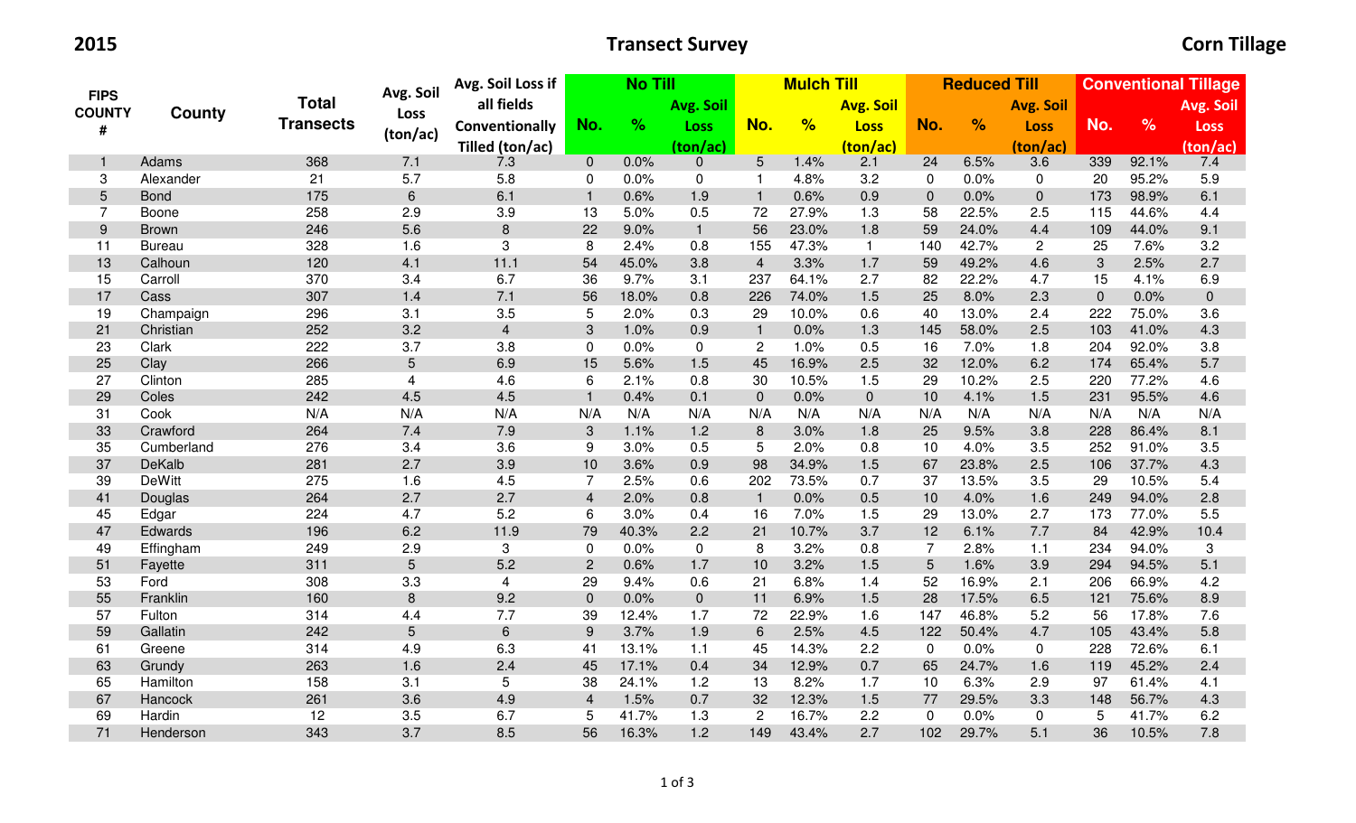**2015** **Transect Survey** **Corn Tillage**

| FIPS COUNTY # | County | Total Transects | Avg. Soil Loss (ton/ac) | Avg. Soil Loss if all fields Conventionally Tilled (ton/ac) | No Till | | | Mulch Till | | | Reduced Till | | | Conventional Tillage | | |
|---|---|---|---|---|---|---|---|---|---|---|---|---|---|---|---|---|
| | | | | | No. | % | Avg. Soil Loss (ton/ac) | No. | % | Avg. Soil Loss (ton/ac) | No. | % | Avg. Soil Loss (ton/ac) | No. | % | Avg. Soil Loss (ton/ac) |
| 1 | Adams | 368 | 7.1 | 7.3 | 0 | 0.0% | 0 | 5 | 1.4% | 2.1 | 24 | 6.5% | 3.6 | 339 | 92.1% | 7.4 |
| 3 | Alexander | 21 | 5.7 | 5.8 | 0 | 0.0% | 0 | 1 | 4.8% | 3.2 | 0 | 0.0% | 0 | 20 | 95.2% | 5.9 |
| 5 | Bond | 175 | 6 | 6.1 | 1 | 0.6% | 1.9 | 1 | 0.6% | 0.9 | 0 | 0.0% | 0 | 173 | 98.9% | 6.1 |
| 7 | Boone | 258 | 2.9 | 3.9 | 13 | 5.0% | 0.5 | 72 | 27.9% | 1.3 | 58 | 22.5% | 2.5 | 115 | 44.6% | 4.4 |
| 9 | Brown | 246 | 5.6 | 8 | 22 | 9.0% | 1 | 56 | 23.0% | 1.8 | 59 | 24.0% | 4.4 | 109 | 44.0% | 9.1 |
| 11 | Bureau | 328 | 1.6 | 3 | 8 | 2.4% | 0.8 | 155 | 47.3% | 1 | 140 | 42.7% | 2 | 25 | 7.6% | 3.2 |
| 13 | Calhoun | 120 | 4.1 | 11.1 | 54 | 45.0% | 3.8 | 4 | 3.3% | 1.7 | 59 | 49.2% | 4.6 | 3 | 2.5% | 2.7 |
| 15 | Carroll | 370 | 3.4 | 6.7 | 36 | 9.7% | 3.1 | 237 | 64.1% | 2.7 | 82 | 22.2% | 4.7 | 15 | 4.1% | 6.9 |
| 17 | Cass | 307 | 1.4 | 7.1 | 56 | 18.0% | 0.8 | 226 | 74.0% | 1.5 | 25 | 8.0% | 2.3 | 0 | 0.0% | 0 |
| 19 | Champaign | 296 | 3.1 | 3.5 | 5 | 2.0% | 0.3 | 29 | 10.0% | 0.6 | 40 | 13.0% | 2.4 | 222 | 75.0% | 3.6 |
| 21 | Christian | 252 | 3.2 | 4 | 3 | 1.0% | 0.9 | 1 | 0.0% | 1.3 | 145 | 58.0% | 2.5 | 103 | 41.0% | 4.3 |
| 23 | Clark | 222 | 3.7 | 3.8 | 0 | 0.0% | 0 | 2 | 1.0% | 0.5 | 16 | 7.0% | 1.8 | 204 | 92.0% | 3.8 |
| 25 | Clay | 266 | 5 | 6.9 | 15 | 5.6% | 1.5 | 45 | 16.9% | 2.5 | 32 | 12.0% | 6.2 | 174 | 65.4% | 5.7 |
| 27 | Clinton | 285 | 4 | 4.6 | 6 | 2.1% | 0.8 | 30 | 10.5% | 1.5 | 29 | 10.2% | 2.5 | 220 | 77.2% | 4.6 |
| 29 | Coles | 242 | 4.5 | 4.5 | 1 | 0.4% | 0.1 | 0 | 0.0% | 0 | 10 | 4.1% | 1.5 | 231 | 95.5% | 4.6 |
| 31 | Cook | N/A | N/A | N/A | N/A | N/A | N/A | N/A | N/A | N/A | N/A | N/A | N/A | N/A | N/A | N/A |
| 33 | Crawford | 264 | 7.4 | 7.9 | 3 | 1.1% | 1.2 | 8 | 3.0% | 1.8 | 25 | 9.5% | 3.8 | 228 | 86.4% | 8.1 |
| 35 | Cumberland | 276 | 3.4 | 3.6 | 9 | 3.0% | 0.5 | 5 | 2.0% | 0.8 | 10 | 4.0% | 3.5 | 252 | 91.0% | 3.5 |
| 37 | DeKalb | 281 | 2.7 | 3.9 | 10 | 3.6% | 0.9 | 98 | 34.9% | 1.5 | 67 | 23.8% | 2.5 | 106 | 37.7% | 4.3 |
| 39 | DeWitt | 275 | 1.6 | 4.5 | 7 | 2.5% | 0.6 | 202 | 73.5% | 0.7 | 37 | 13.5% | 3.5 | 29 | 10.5% | 5.4 |
| 41 | Douglas | 264 | 2.7 | 2.7 | 4 | 2.0% | 0.8 | 1 | 0.0% | 0.5 | 10 | 4.0% | 1.6 | 249 | 94.0% | 2.8 |
| 45 | Edgar | 224 | 4.7 | 5.2 | 6 | 3.0% | 0.4 | 16 | 7.0% | 1.5 | 29 | 13.0% | 2.7 | 173 | 77.0% | 5.5 |
| 47 | Edwards | 196 | 6.2 | 11.9 | 79 | 40.3% | 2.2 | 21 | 10.7% | 3.7 | 12 | 6.1% | 7.7 | 84 | 42.9% | 10.4 |
| 49 | Effingham | 249 | 2.9 | 3 | 0 | 0.0% | 0 | 8 | 3.2% | 0.8 | 7 | 2.8% | 1.1 | 234 | 94.0% | 3 |
| 51 | Fayette | 311 | 5 | 5.2 | 2 | 0.6% | 1.7 | 10 | 3.2% | 1.5 | 5 | 1.6% | 3.9 | 294 | 94.5% | 5.1 |
| 53 | Ford | 308 | 3.3 | 4 | 29 | 9.4% | 0.6 | 21 | 6.8% | 1.4 | 52 | 16.9% | 2.1 | 206 | 66.9% | 4.2 |
| 55 | Franklin | 160 | 8 | 9.2 | 0 | 0.0% | 0 | 11 | 6.9% | 1.5 | 28 | 17.5% | 6.5 | 121 | 75.6% | 8.9 |
| 57 | Fulton | 314 | 4.4 | 7.7 | 39 | 12.4% | 1.7 | 72 | 22.9% | 1.6 | 147 | 46.8% | 5.2 | 56 | 17.8% | 7.6 |
| 59 | Gallatin | 242 | 5 | 6 | 9 | 3.7% | 1.9 | 6 | 2.5% | 4.5 | 122 | 50.4% | 4.7 | 105 | 43.4% | 5.8 |
| 61 | Greene | 314 | 4.9 | 6.3 | 41 | 13.1% | 1.1 | 45 | 14.3% | 2.2 | 0 | 0.0% | 0 | 228 | 72.6% | 6.1 |
| 63 | Grundy | 263 | 1.6 | 2.4 | 45 | 17.1% | 0.4 | 34 | 12.9% | 0.7 | 65 | 24.7% | 1.6 | 119 | 45.2% | 2.4 |
| 65 | Hamilton | 158 | 3.1 | 5 | 38 | 24.1% | 1.2 | 13 | 8.2% | 1.7 | 10 | 6.3% | 2.9 | 97 | 61.4% | 4.1 |
| 67 | Hancock | 261 | 3.6 | 4.9 | 4 | 1.5% | 0.7 | 32 | 12.3% | 1.5 | 77 | 29.5% | 3.3 | 148 | 56.7% | 4.3 |
| 69 | Hardin | 12 | 3.5 | 6.7 | 5 | 41.7% | 1.3 | 2 | 16.7% | 2.2 | 0 | 0.0% | 0 | 5 | 41.7% | 6.2 |
| 71 | Henderson | 343 | 3.7 | 8.5 | 56 | 16.3% | 1.2 | 149 | 43.4% | 2.7 | 102 | 29.7% | 5.1 | 36 | 10.5% | 7.8 |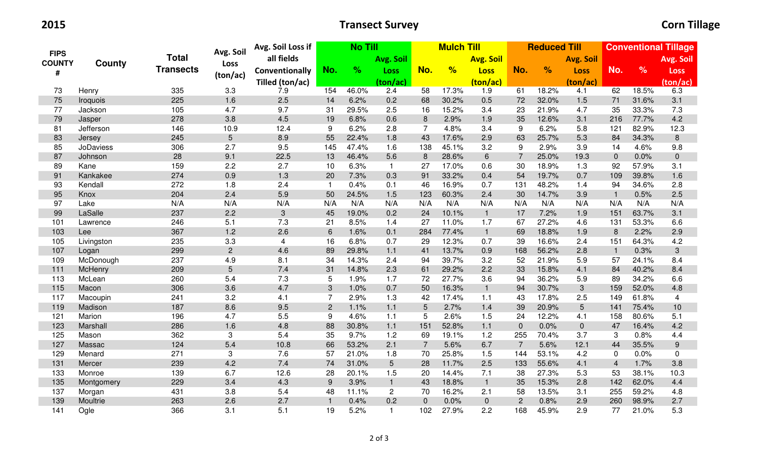2015 **Transect Survey** **Corn Tillage**

| FIPS COUNTY # | County | Total Transects | Avg. Soil Loss (ton/ac) | Avg. Soil Loss if all fields Conventionally Tilled (ton/ac) | No Till | | | Mulch Till | | | Reduced Till | | | Conventional Tillage | | |
|---|---|---|---|---|---|---|---|---|---|---|---|---|---|---|---|---|
| | | | | | No. | % | Avg. Soil Loss (ton/ac) | No. | % | Avg. Soil Loss (ton/ac) | No. | % | Avg. Soil Loss (ton/ac) | No. | % | Avg. Soil Loss (ton/ac) |
| 73 | Henry | 335 | 3.3 | 7.9 | 154 | 46.0% | 2.4 | 58 | 17.3% | 1.9 | 61 | 18.2% | 4.1 | 62 | 18.5% | 6.3 |
| 75 | Iroquois | 225 | 1.6 | 2.5 | 14 | 6.2% | 0.2 | 68 | 30.2% | 0.5 | 72 | 32.0% | 1.5 | 71 | 31.6% | 3.1 |
| 77 | Jackson | 105 | 4.7 | 9.7 | 31 | 29.5% | 2.5 | 16 | 15.2% | 3.4 | 23 | 21.9% | 4.7 | 35 | 33.3% | 7.3 |
| 79 | Jasper | 278 | 3.8 | 4.5 | 19 | 6.8% | 0.6 | 8 | 2.9% | 1.9 | 35 | 12.6% | 3.1 | 216 | 77.7% | 4.2 |
| 81 | Jefferson | 146 | 10.9 | 12.4 | 9 | 6.2% | 2.8 | 7 | 4.8% | 3.4 | 9 | 6.2% | 5.8 | 121 | 82.9% | 12.3 |
| 83 | Jersey | 245 | 5 | 8.9 | 55 | 22.4% | 1.8 | 43 | 17.6% | 2.9 | 63 | 25.7% | 5.3 | 84 | 34.3% | 8 |
| 85 | JoDaviess | 306 | 2.7 | 9.5 | 145 | 47.4% | 1.6 | 138 | 45.1% | 3.2 | 9 | 2.9% | 3.9 | 14 | 4.6% | 9.8 |
| 87 | Johnson | 28 | 9.1 | 22.5 | 13 | 46.4% | 5.6 | 8 | 28.6% | 6 | 7 | 25.0% | 19.3 | 0 | 0.0% | 0 |
| 89 | Kane | 159 | 2.2 | 2.7 | 10 | 6.3% | 1 | 27 | 17.0% | 0.6 | 30 | 18.9% | 1.3 | 92 | 57.9% | 3.1 |
| 91 | Kankakee | 274 | 0.9 | 1.3 | 20 | 7.3% | 0.3 | 91 | 33.2% | 0.4 | 54 | 19.7% | 0.7 | 109 | 39.8% | 1.6 |
| 93 | Kendall | 272 | 1.8 | 2.4 | 1 | 0.4% | 0.1 | 46 | 16.9% | 0.7 | 131 | 48.2% | 1.4 | 94 | 34.6% | 2.8 |
| 95 | Knox | 204 | 2.4 | 5.9 | 50 | 24.5% | 1.5 | 123 | 60.3% | 2.4 | 30 | 14.7% | 3.9 | 1 | 0.5% | 2.5 |
| 97 | Lake | N/A | N/A | N/A | N/A | N/A | N/A | N/A | N/A | N/A | N/A | N/A | N/A | N/A | N/A | N/A |
| 99 | LaSalle | 237 | 2.2 | 3 | 45 | 19.0% | 0.2 | 24 | 10.1% | 1 | 17 | 7.2% | 1.9 | 151 | 63.7% | 3.1 |
| 101 | Lawrence | 246 | 5.1 | 7.3 | 21 | 8.5% | 1.4 | 27 | 11.0% | 1.7 | 67 | 27.2% | 4.6 | 131 | 53.3% | 6.6 |
| 103 | Lee | 367 | 1.2 | 2.6 | 6 | 1.6% | 0.1 | 284 | 77.4% | 1 | 69 | 18.8% | 1.9 | 8 | 2.2% | 2.9 |
| 105 | Livingston | 235 | 3.3 | 4 | 16 | 6.8% | 0.7 | 29 | 12.3% | 0.7 | 39 | 16.6% | 2.4 | 151 | 64.3% | 4.2 |
| 107 | Logan | 299 | 2 | 4.6 | 89 | 29.8% | 1.1 | 41 | 13.7% | 0.9 | 168 | 56.2% | 2.8 | 1 | 0.3% | 3 |
| 109 | McDonough | 237 | 4.9 | 8.1 | 34 | 14.3% | 2.4 | 94 | 39.7% | 3.2 | 52 | 21.9% | 5.9 | 57 | 24.1% | 8.4 |
| 111 | McHenry | 209 | 5 | 7.4 | 31 | 14.8% | 2.3 | 61 | 29.2% | 2.2 | 33 | 15.8% | 4.1 | 84 | 40.2% | 8.4 |
| 113 | McLean | 260 | 5.4 | 7.3 | 5 | 1.9% | 1.7 | 72 | 27.7% | 3.6 | 94 | 36.2% | 5.9 | 89 | 34.2% | 6.6 |
| 115 | Macon | 306 | 3.6 | 4.7 | 3 | 1.0% | 0.7 | 50 | 16.3% | 1 | 94 | 30.7% | 3 | 159 | 52.0% | 4.8 |
| 117 | Macoupin | 241 | 3.2 | 4.1 | 7 | 2.9% | 1.3 | 42 | 17.4% | 1.1 | 43 | 17.8% | 2.5 | 149 | 61.8% | 4 |
| 119 | Madison | 187 | 8.6 | 9.5 | 2 | 1.1% | 1.1 | 5 | 2.7% | 1.4 | 39 | 20.9% | 5 | 141 | 75.4% | 10 |
| 121 | Marion | 196 | 4.7 | 5.5 | 9 | 4.6% | 1.1 | 5 | 2.6% | 1.5 | 24 | 12.2% | 4.1 | 158 | 80.6% | 5.1 |
| 123 | Marshall | 286 | 1.6 | 4.8 | 88 | 30.8% | 1.1 | 151 | 52.8% | 1.1 | 0 | 0.0% | 0 | 47 | 16.4% | 4.2 |
| 125 | Mason | 362 | 3 | 5.4 | 35 | 9.7% | 1.2 | 69 | 19.1% | 1.2 | 255 | 70.4% | 3.7 | 3 | 0.8% | 4.4 |
| 127 | Massac | 124 | 5.4 | 10.8 | 66 | 53.2% | 2.1 | 7 | 5.6% | 6.7 | 7 | 5.6% | 12.1 | 44 | 35.5% | 9 |
| 129 | Menard | 271 | 3 | 7.6 | 57 | 21.0% | 1.8 | 70 | 25.8% | 1.5 | 144 | 53.1% | 4.2 | 0 | 0.0% | 0 |
| 131 | Mercer | 239 | 4.2 | 7.4 | 74 | 31.0% | 5 | 28 | 11.7% | 2.5 | 133 | 55.6% | 4.1 | 4 | 1.7% | 3.8 |
| 133 | Monroe | 139 | 6.7 | 12.6 | 28 | 20.1% | 1.5 | 20 | 14.4% | 7.1 | 38 | 27.3% | 5.3 | 53 | 38.1% | 10.3 |
| 135 | Montgomery | 229 | 3.4 | 4.3 | 9 | 3.9% | 1 | 43 | 18.8% | 1 | 35 | 15.3% | 2.8 | 142 | 62.0% | 4.4 |
| 137 | Morgan | 431 | 3.8 | 5.4 | 48 | 11.1% | 2 | 70 | 16.2% | 2.1 | 58 | 13.5% | 3.1 | 255 | 59.2% | 4.8 |
| 139 | Moultrie | 263 | 2.6 | 2.7 | 1 | 0.4% | 0.2 | 0 | 0.0% | 0 | 2 | 0.8% | 2.9 | 260 | 98.9% | 2.7 |
| 141 | Ogle | 366 | 3.1 | 5.1 | 19 | 5.2% | 1 | 102 | 27.9% | 2.2 | 168 | 45.9% | 2.9 | 77 | 21.0% | 5.3 |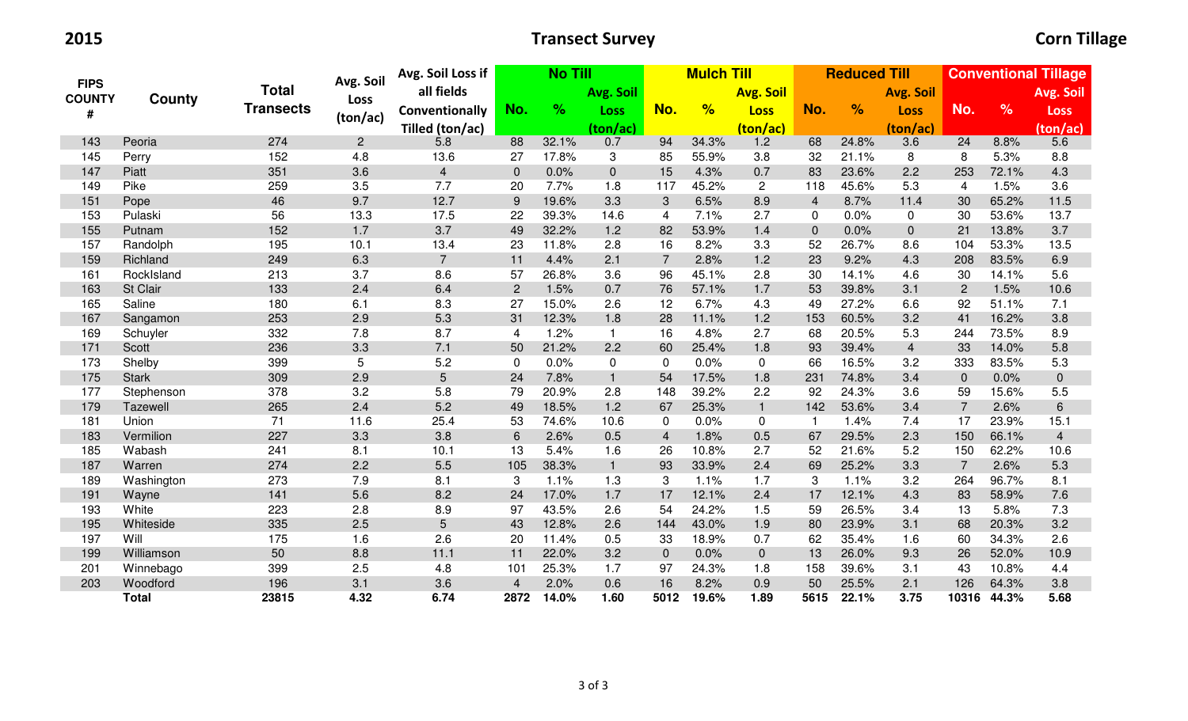**2015** **Transect Survey** **Corn Tillage**

| FIPS COUNTY # | County | Total Transects | Avg. Soil Loss (ton/ac) | Avg. Soil Loss if all fields Conventionally Tilled (ton/ac) | No Till | | | Mulch Till | | | Reduced Till | | | Conventional Tillage | | |
|---|---|---|---|---|---|---|---|---|---|---|---|---|---|---|---|---|
| | | | | | No. | % | Avg. Soil Loss (ton/ac) | No. | % | Avg. Soil Loss (ton/ac) | No. | % | Avg. Soil Loss (ton/ac) | No. | % | Avg. Soil Loss (ton/ac) |
| 143 | Peoria | 274 | 2 | 5.8 | 88 | 32.1% | 0.7 | 94 | 34.3% | 1.2 | 68 | 24.8% | 3.6 | 24 | 8.8% | 5.6 |
| 145 | Perry | 152 | 4.8 | 13.6 | 27 | 17.8% | 3 | 85 | 55.9% | 3.8 | 32 | 21.1% | 8 | 8 | 5.3% | 8.8 |
| 147 | Piatt | 351 | 3.6 | 4 | 0 | 0.0% | 0 | 15 | 4.3% | 0.7 | 83 | 23.6% | 2.2 | 253 | 72.1% | 4.3 |
| 149 | Pike | 259 | 3.5 | 7.7 | 20 | 7.7% | 1.8 | 117 | 45.2% | 2 | 118 | 45.6% | 5.3 | 4 | 1.5% | 3.6 |
| 151 | Pope | 46 | 9.7 | 12.7 | 9 | 19.6% | 3.3 | 3 | 6.5% | 8.9 | 4 | 8.7% | 11.4 | 30 | 65.2% | 11.5 |
| 153 | Pulaski | 56 | 13.3 | 17.5 | 22 | 39.3% | 14.6 | 4 | 7.1% | 2.7 | 0 | 0.0% | 0 | 30 | 53.6% | 13.7 |
| 155 | Putnam | 152 | 1.7 | 3.7 | 49 | 32.2% | 1.2 | 82 | 53.9% | 1.4 | 0 | 0.0% | 0 | 21 | 13.8% | 3.7 |
| 157 | Randolph | 195 | 10.1 | 13.4 | 23 | 11.8% | 2.8 | 16 | 8.2% | 3.3 | 52 | 26.7% | 8.6 | 104 | 53.3% | 13.5 |
| 159 | Richland | 249 | 6.3 | 7 | 11 | 4.4% | 2.1 | 7 | 2.8% | 1.2 | 23 | 9.2% | 4.3 | 208 | 83.5% | 6.9 |
| 161 | RockIsland | 213 | 3.7 | 8.6 | 57 | 26.8% | 3.6 | 96 | 45.1% | 2.8 | 30 | 14.1% | 4.6 | 30 | 14.1% | 5.6 |
| 163 | St Clair | 133 | 2.4 | 6.4 | 2 | 1.5% | 0.7 | 76 | 57.1% | 1.7 | 53 | 39.8% | 3.1 | 2 | 1.5% | 10.6 |
| 165 | Saline | 180 | 6.1 | 8.3 | 27 | 15.0% | 2.6 | 12 | 6.7% | 4.3 | 49 | 27.2% | 6.6 | 92 | 51.1% | 7.1 |
| 167 | Sangamon | 253 | 2.9 | 5.3 | 31 | 12.3% | 1.8 | 28 | 11.1% | 1.2 | 153 | 60.5% | 3.2 | 41 | 16.2% | 3.8 |
| 169 | Schuyler | 332 | 7.8 | 8.7 | 4 | 1.2% | 1 | 16 | 4.8% | 2.7 | 68 | 20.5% | 5.3 | 244 | 73.5% | 8.9 |
| 171 | Scott | 236 | 3.3 | 7.1 | 50 | 21.2% | 2.2 | 60 | 25.4% | 1.8 | 93 | 39.4% | 4 | 33 | 14.0% | 5.8 |
| 173 | Shelby | 399 | 5 | 5.2 | 0 | 0.0% | 0 | 0 | 0.0% | 0 | 66 | 16.5% | 3.2 | 333 | 83.5% | 5.3 |
| 175 | Stark | 309 | 2.9 | 5 | 24 | 7.8% | 1 | 54 | 17.5% | 1.8 | 231 | 74.8% | 3.4 | 0 | 0.0% | 0 |
| 177 | Stephenson | 378 | 3.2 | 5.8 | 79 | 20.9% | 2.8 | 148 | 39.2% | 2.2 | 92 | 24.3% | 3.6 | 59 | 15.6% | 5.5 |
| 179 | Tazewell | 265 | 2.4 | 5.2 | 49 | 18.5% | 1.2 | 67 | 25.3% | 1 | 142 | 53.6% | 3.4 | 7 | 2.6% | 6 |
| 181 | Union | 71 | 11.6 | 25.4 | 53 | 74.6% | 10.6 | 0 | 0.0% | 0 | 1 | 1.4% | 7.4 | 17 | 23.9% | 15.1 |
| 183 | Vermilion | 227 | 3.3 | 3.8 | 6 | 2.6% | 0.5 | 4 | 1.8% | 0.5 | 67 | 29.5% | 2.3 | 150 | 66.1% | 4 |
| 185 | Wabash | 241 | 8.1 | 10.1 | 13 | 5.4% | 1.6 | 26 | 10.8% | 2.7 | 52 | 21.6% | 5.2 | 150 | 62.2% | 10.6 |
| 187 | Warren | 274 | 2.2 | 5.5 | 105 | 38.3% | 1 | 93 | 33.9% | 2.4 | 69 | 25.2% | 3.3 | 7 | 2.6% | 5.3 |
| 189 | Washington | 273 | 7.9 | 8.1 | 3 | 1.1% | 1.3 | 3 | 1.1% | 1.7 | 3 | 1.1% | 3.2 | 264 | 96.7% | 8.1 |
| 191 | Wayne | 141 | 5.6 | 8.2 | 24 | 17.0% | 1.7 | 17 | 12.1% | 2.4 | 17 | 12.1% | 4.3 | 83 | 58.9% | 7.6 |
| 193 | White | 223 | 2.8 | 8.9 | 97 | 43.5% | 2.6 | 54 | 24.2% | 1.5 | 59 | 26.5% | 3.4 | 13 | 5.8% | 7.3 |
| 195 | Whiteside | 335 | 2.5 | 5 | 43 | 12.8% | 2.6 | 144 | 43.0% | 1.9 | 80 | 23.9% | 3.1 | 68 | 20.3% | 3.2 |
| 197 | Will | 175 | 1.6 | 2.6 | 20 | 11.4% | 0.5 | 33 | 18.9% | 0.7 | 62 | 35.4% | 1.6 | 60 | 34.3% | 2.6 |
| 199 | Williamson | 50 | 8.8 | 11.1 | 11 | 22.0% | 3.2 | 0 | 0.0% | 0 | 13 | 26.0% | 9.3 | 26 | 52.0% | 10.9 |
| 201 | Winnebago | 399 | 2.5 | 4.8 | 101 | 25.3% | 1.7 | 97 | 24.3% | 1.8 | 158 | 39.6% | 3.1 | 43 | 10.8% | 4.4 |
| 203 | Woodford | 196 | 3.1 | 3.6 | 4 | 2.0% | 0.6 | 16 | 8.2% | 0.9 | 50 | 25.5% | 2.1 | 126 | 64.3% | 3.8 |
| | **Total** | **23815** | **4.32** | **6.74** | **2872** | **14.0%** | **1.60** | **5012** | **19.6%** | **1.89** | **5615** | **22.1%** | **3.75** | **10316** | **44.3%** | **5.68** |